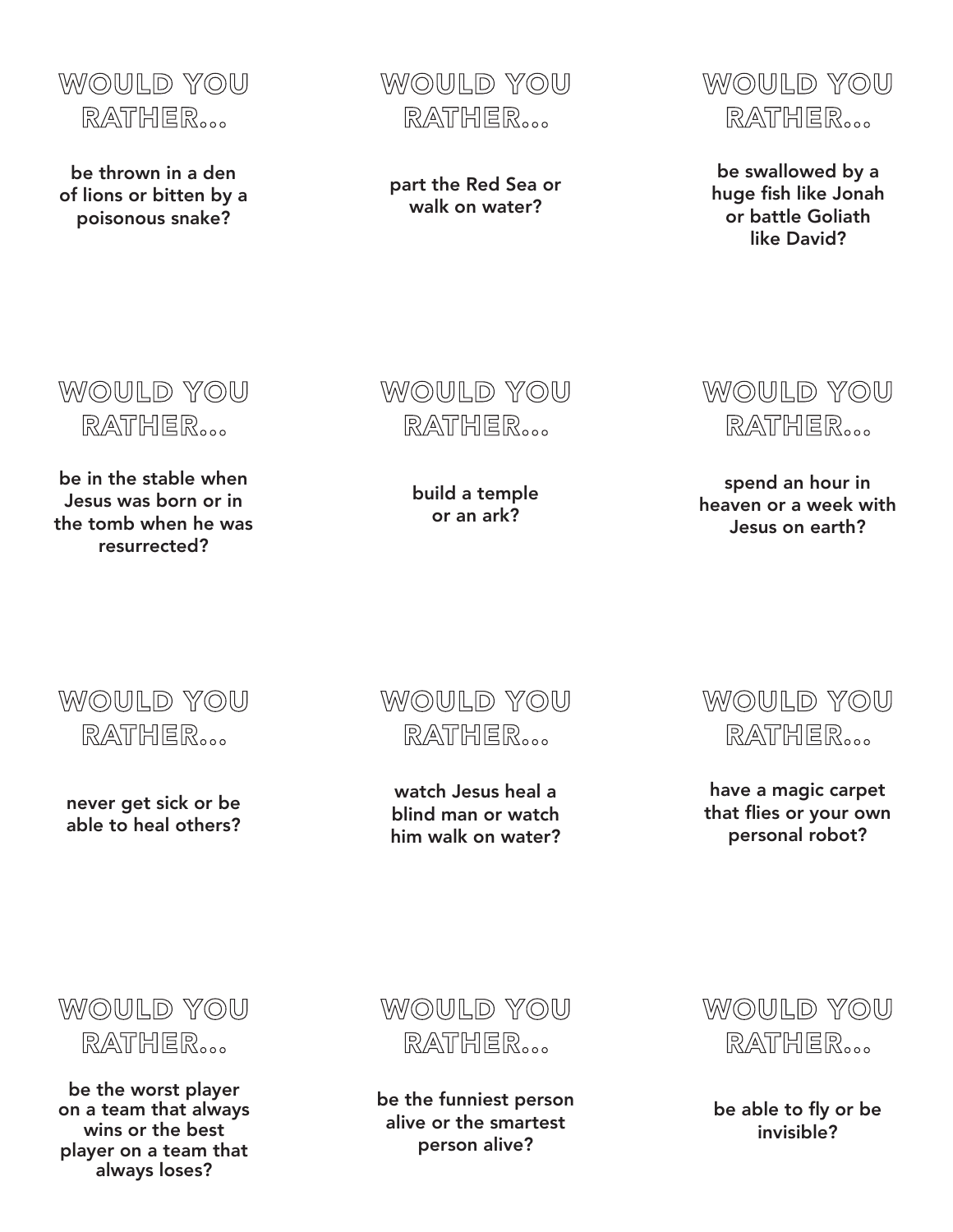## WOULD YOU RATHER...

be thrown in a den of lions or bitten by a poisonous snake?

## WOULD YOU RATHER...

part the Red Sea or walk on water?

## WOULD YOU RATHER...

be swallowed by a huge fish like Jonah or battle Goliath like David?

## WOULD YOU RATHER...

be in the stable when Jesus was born or in the tomb when he was resurrected?

## WOULD YOU RATHER...

build a temple or an ark?

## WOULD YOU RATHER...

spend an hour in heaven or a week with Jesus on earth?

## WOULD YOU RATHER...

never get sick or be able to heal others?

## WOULD YOU RATHER...

watch Jesus heal a blind man or watch him walk on water?

## WOULD YOU RATHER...

have a magic carpet that flies or your own personal robot?

## WOULD YOU RATHER...

be the worst player on a team that always wins or the best player on a team that always loses?

## WOULD YOU RATHER...

be the funniest person alive or the smartest person alive?

## WOULD YOU RATHER...

be able to fly or be invisible?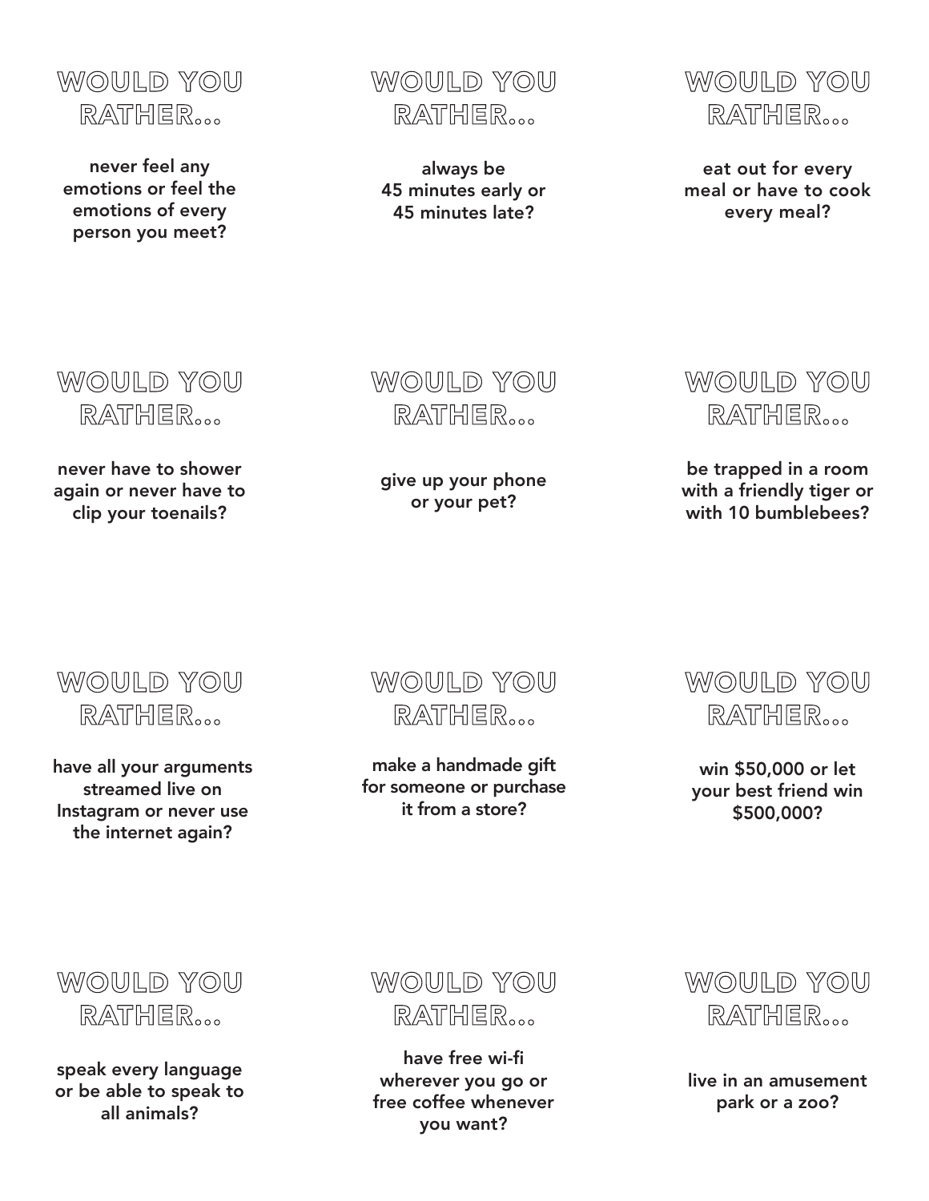## WOULD YOU RATHER...

never feel any emotions or feel the emotions of every person you meet?

## WOULD YOU RATHER...

always be 45 minutes early or 45 minutes late?

## WOULD YOU RATHER...

eat out for every meal or have to cook every meal?

## WOULD YOU RATHER...

never have to shower again or never have to clip your toenails?

## WOULD YOU RATHER...

give up your phone or your pet?

## WOULD YOU RATHER...

be trapped in a room with a friendly tiger or with 10 bumblebees?

## WOULD YOU RATHER...

have all your arguments streamed live on Instagram or never use the internet again?

## WOULD YOU RATHER...

make a handmade gift for someone or purchase it from a store?

## WOULD YOU RATHER...

win $50,000 or let your best friend win $500,000?

## WOULD YOU RATHER...

speak every language or be able to speak to all animals?

## WOULD YOU RATHER...

have free wi-fi wherever you go or free coffee whenever you want?

## WOULD YOU RATHER...

live in an amusement park or a zoo?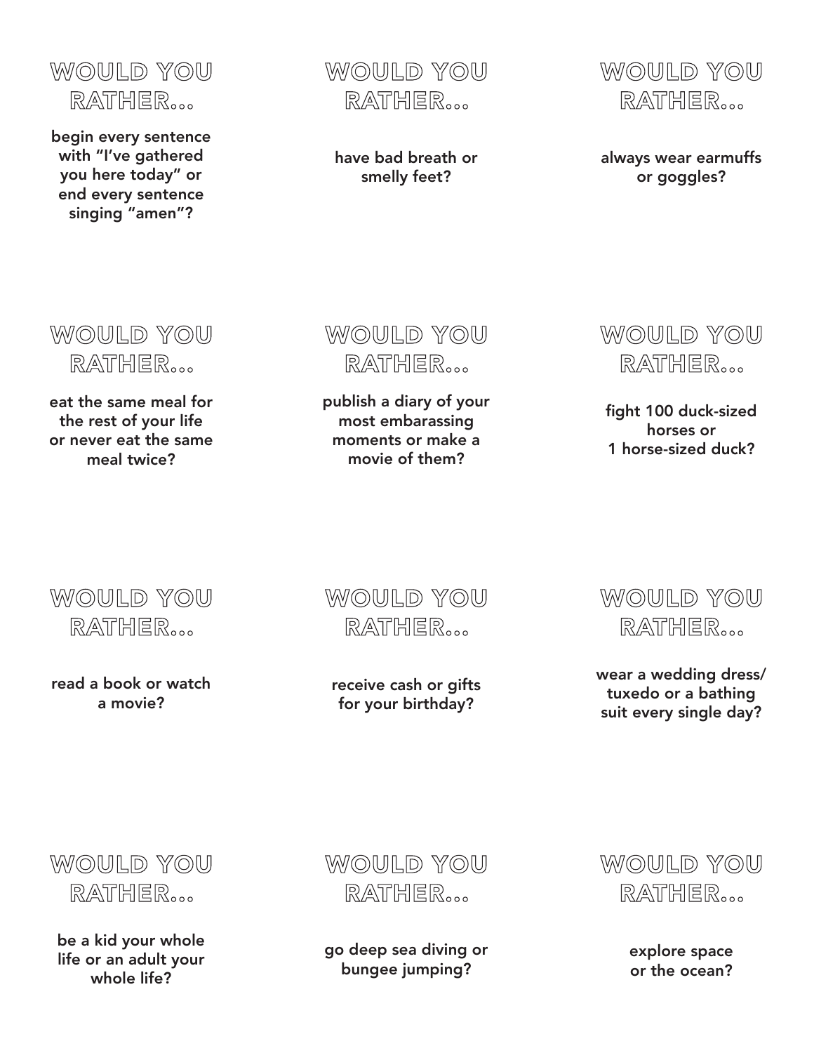## WOULD YOU RATHER...

begin every sentence with "I've gathered you here today" or end every sentence singing "amen"?

## WOULD YOU RATHER...

have bad breath or smelly feet?

## WOULD YOU RATHER...

always wear earmuffs or goggles?

## WOULD YOU RATHER...

eat the same meal for the rest of your life or never eat the same meal twice?

## WOULD YOU RATHER...

publish a diary of your most embarassing moments or make a movie of them?

## WOULD YOU RATHER...

fight 100 duck-sized horses or 1 horse-sized duck?

## WOULD YOU RATHER...

read a book or watch a movie?

## WOULD YOU RATHER...

receive cash or gifts for your birthday?

## WOULD YOU RATHER...

wear a wedding dress/ tuxedo or a bathing suit every single day?

## WOULD YOU RATHER...

be a kid your whole life or an adult your whole life?

## WOULD YOU RATHER...

go deep sea diving or bungee jumping?

## WOULD YOU RATHER...

explore space or the ocean?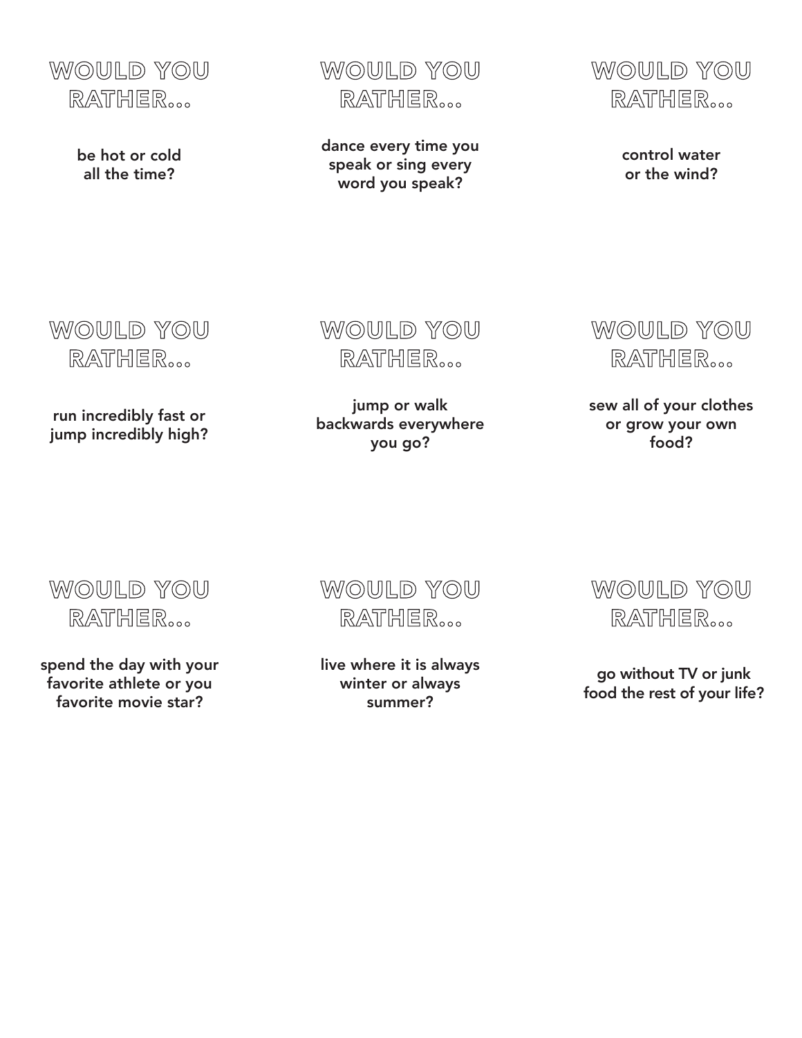## WOULD YOU RATHER...

be hot or cold all the time?

## WOULD YOU RATHER...

dance every time you speak or sing every word you speak?

## WOULD YOU RATHER...

control water or the wind?

## WOULD YOU RATHER...

run incredibly fast or jump incredibly high?

## WOULD YOU RATHER...

jump or walk backwards everywhere you go?

## WOULD YOU RATHER...

sew all of your clothes or grow your own food?

## WOULD YOU RATHER...

spend the day with your favorite athlete or you favorite movie star?

## WOULD YOU RATHER...

live where it is always winter or always summer?

## WOULD YOU RATHER...

go without TV or junk food the rest of your life?